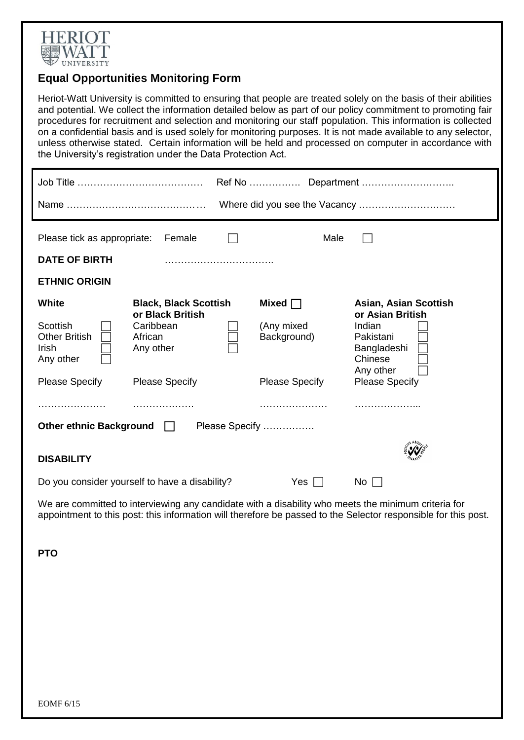## Equal Opportunities Monitoring Form

Heriot-Watt University is committed to ensuring that people are treated solely on the basis of their abilities and potential. We collect the information detailed below as part of our policy commitment to promoting fair procedures for recruitment and selection and monitoring our staff population. This information is collected on a confidential basis and is used solely for monitoring purposes. It is not made available to any selector, unless otherwise stated. Certain information will be held and processed on computer in accordance with the University's registration under the Data Protection Act.

Job Title ………………………………… Ref No ……………. Department ………………………..

Name …………………………………… Where did you see the Vacancy …………………………

Please tick as appropriate: Female ☐ Male ☐

**DATE OF BIRTH** …………………………….

**ETHNIC ORIGIN**

| **White** | **Black, Black Scottish or Black British** | **Mixed** ☐ | **Asian, Asian Scottish or Asian British** |
|---|---|---|---|
| Scottish ☐ | Caribbean ☐ | (Any mixed Background) | Indian ☐ |
| Other British ☐ | African ☐ | | Pakistani ☐ |
| Irish ☐ | Any other ☐ | | Bangladeshi ☐ |
| Any other ☐ | | | Chinese ☐ |
| | | | Any other ☐ |
| Please Specify | Please Specify | Please Specify | Please Specify |
| ………………… | ………………. | ………………… | ………………... |

**Other ethnic Background** ☐ Please Specify …………….

**DISABILITY**

Do you consider yourself to have a disability? Yes ☐ No ☐

We are committed to interviewing any candidate with a disability who meets the minimum criteria for appointment to this post: this information will therefore be passed to the Selector responsible for this post.

**PTO**

EOMF 6/15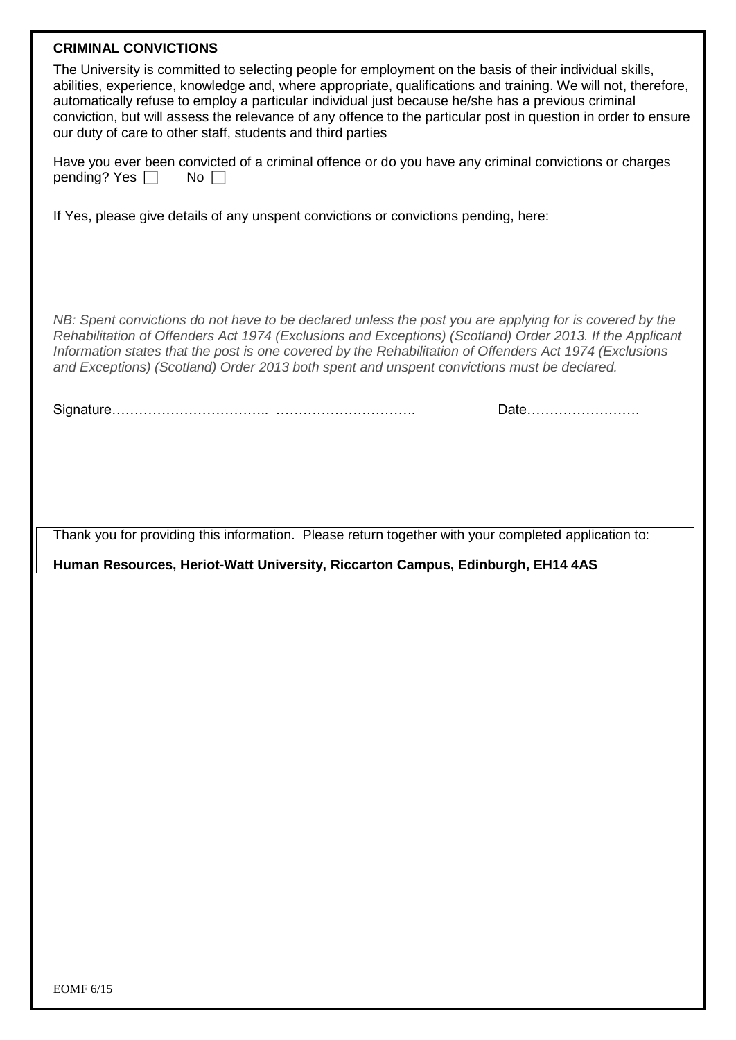**CRIMINAL CONVICTIONS**

The University is committed to selecting people for employment on the basis of their individual skills, abilities, experience, knowledge and, where appropriate, qualifications and training. We will not, therefore, automatically refuse to employ a particular individual just because he/she has a previous criminal conviction, but will assess the relevance of any offence to the particular post in question in order to ensure our duty of care to other staff, students and third parties

Have you ever been convicted of a criminal offence or do you have any criminal convictions or charges pending? Yes ☐ No ☐

If Yes, please give details of any unspent convictions or convictions pending, here:

*NB: Spent convictions do not have to be declared unless the post you are applying for is covered by the Rehabilitation of Offenders Act 1974 (Exclusions and Exceptions) (Scotland) Order 2013. If the Applicant Information states that the post is one covered by the Rehabilitation of Offenders Act 1974 (Exclusions and Exceptions) (Scotland) Order 2013 both spent and unspent convictions must be declared.*

Signature…………………………….. …………………………. Date…………………….

Thank you for providing this information. Please return together with your completed application to:

**Human Resources, Heriot-Watt University, Riccarton Campus, Edinburgh, EH14 4AS**

EOMF 6/15